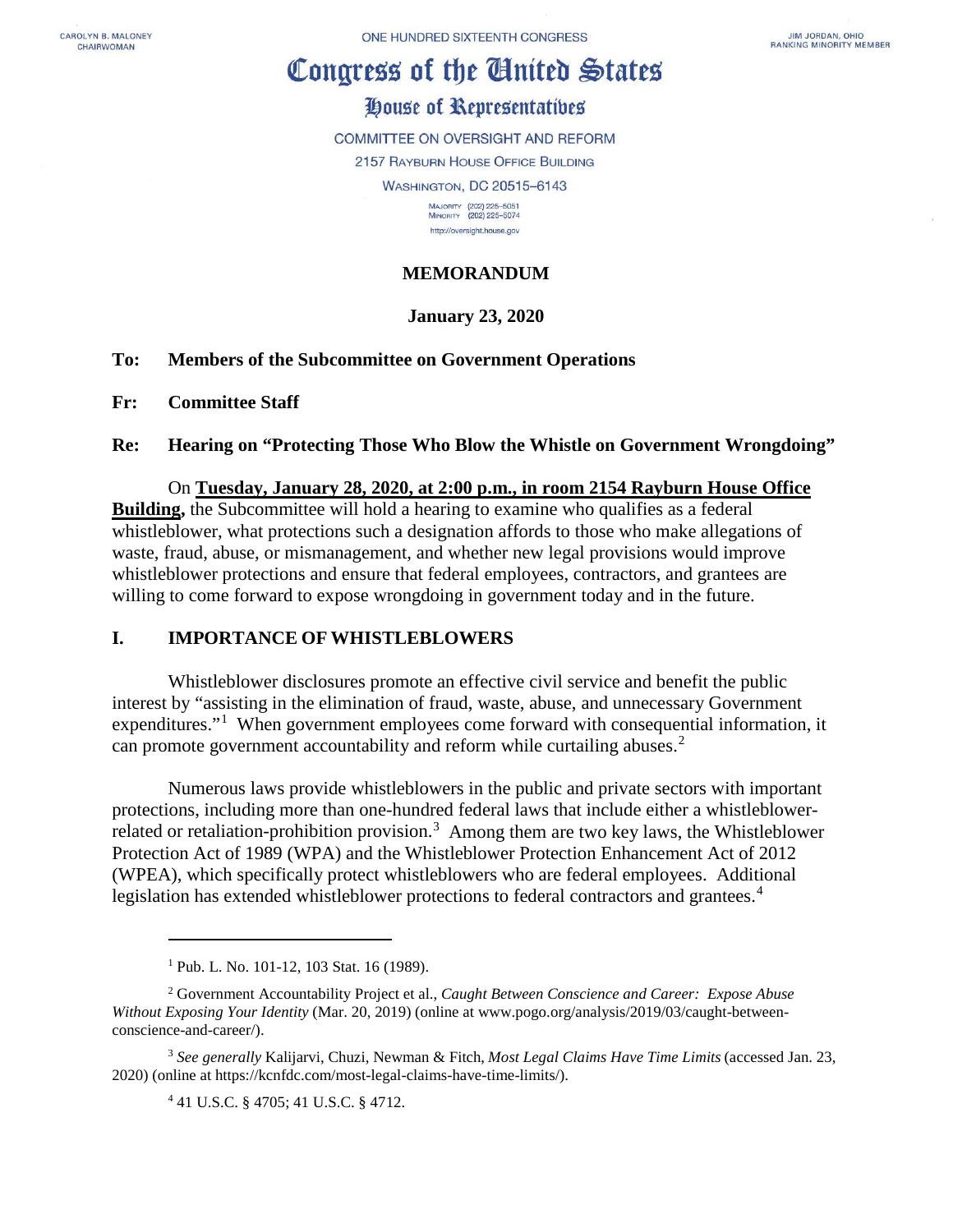CAROLYN B. MALONEY
CHAIRWOMAN

ONE HUNDRED SIXTEENTH CONGRESS

JIM JORDAN, OHIO
RANKING MINORITY MEMBER

# Congress of the United States

## House of Representatives

COMMITTEE ON OVERSIGHT AND REFORM

2157 RAYBURN HOUSE OFFICE BUILDING

WASHINGTON, DC 20515–6143

MAJORITY (202) 225–5051
MINORITY (202) 225–5074

http://oversight.house.gov

**MEMORANDUM**

**January 23, 2020**

**To: Members of the Subcommittee on Government Operations**

**Fr: Committee Staff**

**Re: Hearing on "Protecting Those Who Blow the Whistle on Government Wrongdoing"**

On **Tuesday, January 28, 2020, at 2:00 p.m., in room 2154 Rayburn House Office Building,** the Subcommittee will hold a hearing to examine who qualifies as a federal whistleblower, what protections such a designation affords to those who make allegations of waste, fraud, abuse, or mismanagement, and whether new legal provisions would improve whistleblower protections and ensure that federal employees, contractors, and grantees are willing to come forward to expose wrongdoing in government today and in the future.

## I. IMPORTANCE OF WHISTLEBLOWERS

Whistleblower disclosures promote an effective civil service and benefit the public interest by "assisting in the elimination of fraud, waste, abuse, and unnecessary Government expenditures."[1] When government employees come forward with consequential information, it can promote government accountability and reform while curtailing abuses.[2]

Numerous laws provide whistleblowers in the public and private sectors with important protections, including more than one-hundred federal laws that include either a whistleblower-related or retaliation-prohibition provision.[3] Among them are two key laws, the Whistleblower Protection Act of 1989 (WPA) and the Whistleblower Protection Enhancement Act of 2012 (WPEA), which specifically protect whistleblowers who are federal employees. Additional legislation has extended whistleblower protections to federal contractors and grantees.[4]

---

[1] Pub. L. No. 101-12, 103 Stat. 16 (1989).

[2] Government Accountability Project et al., *Caught Between Conscience and Career: Expose Abuse Without Exposing Your Identity* (Mar. 20, 2019) (online at www.pogo.org/analysis/2019/03/caught-between-conscience-and-career/).

[3] *See generally* Kalijarvi, Chuzi, Newman & Fitch, *Most Legal Claims Have Time Limits* (accessed Jan. 23, 2020) (online at https://kcnfdc.com/most-legal-claims-have-time-limits/).

[4] 41 U.S.C. § 4705; 41 U.S.C. § 4712.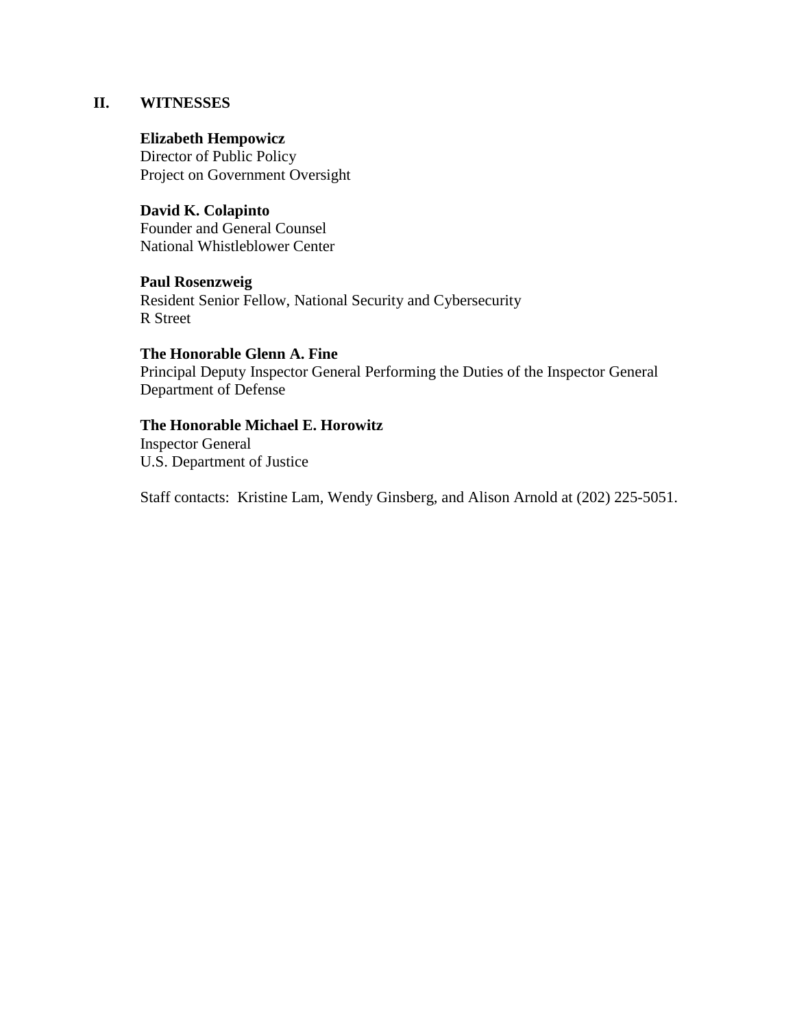## II. WITNESSES

**Elizabeth Hempowicz**
Director of Public Policy
Project on Government Oversight

**David K. Colapinto**
Founder and General Counsel
National Whistleblower Center

**Paul Rosenzweig**
Resident Senior Fellow, National Security and Cybersecurity
R Street

**The Honorable Glenn A. Fine**
Principal Deputy Inspector General Performing the Duties of the Inspector General
Department of Defense

**The Honorable Michael E. Horowitz**
Inspector General
U.S. Department of Justice

Staff contacts: Kristine Lam, Wendy Ginsberg, and Alison Arnold at (202) 225-5051.